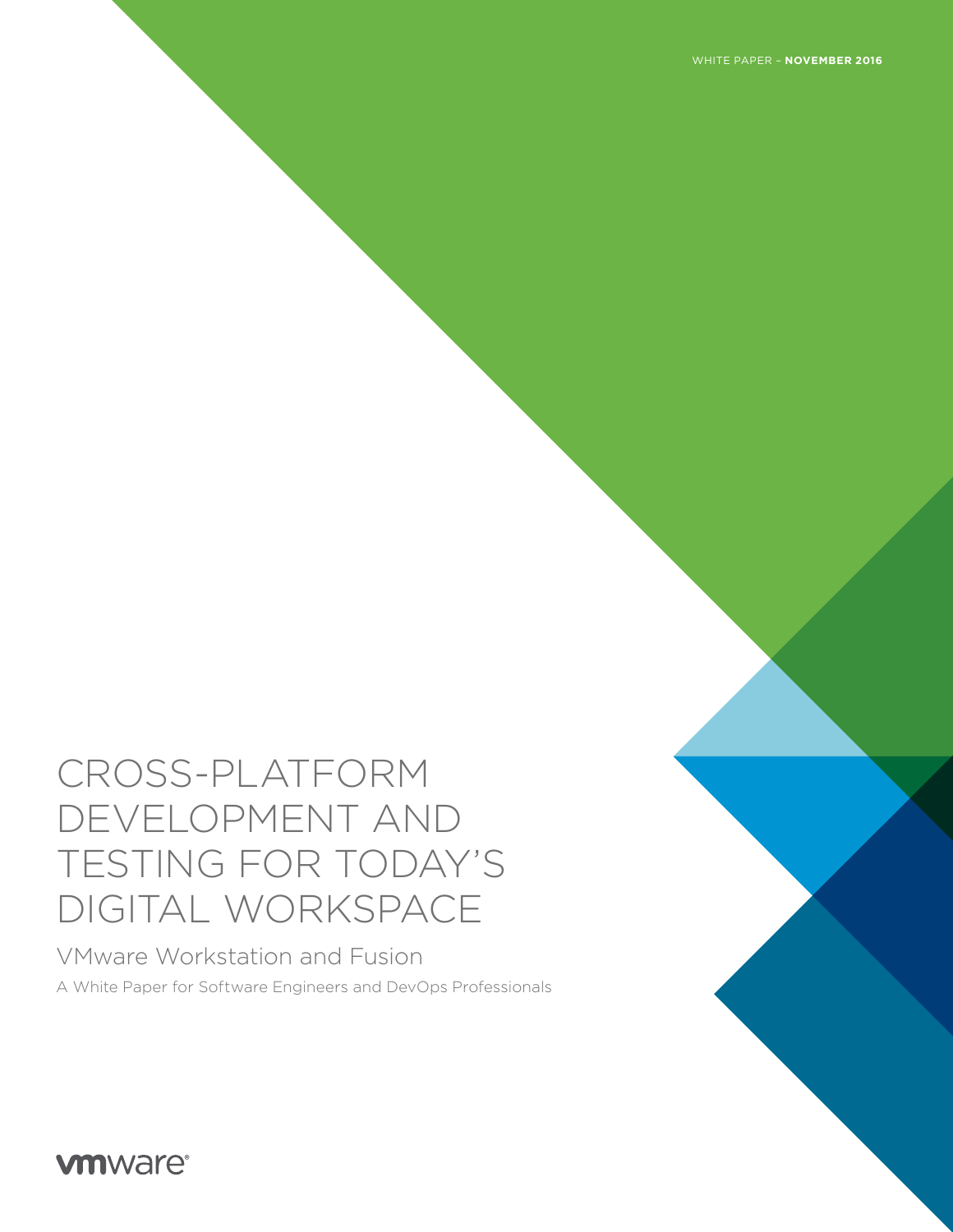WHITE PAPER – **NOVEMBER 2016**

# CROSS-PLATFORM DEVELOPMENT AND TESTING FOR TODAY'S DIGITAL WORKSPACE

## VMware Workstation and Fusion

A White Paper for Software Engineers and DevOps Professionals

vmware®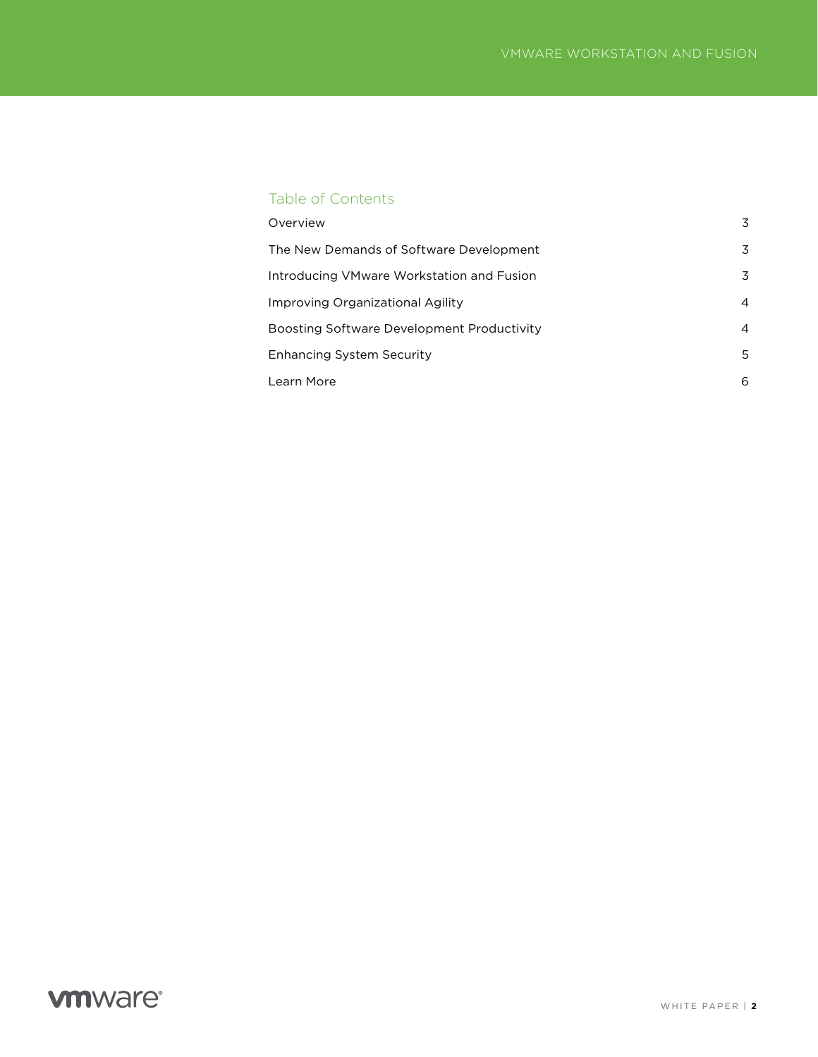## Table of Contents

| | |
|---|---|
| Overview | 3 |
| The New Demands of Software Development | 3 |
| Introducing VMware Workstation and Fusion | 3 |
| Improving Organizational Agility | 4 |
| Boosting Software Development Productivity | 4 |
| Enhancing System Security | 5 |
| Learn More | 6 |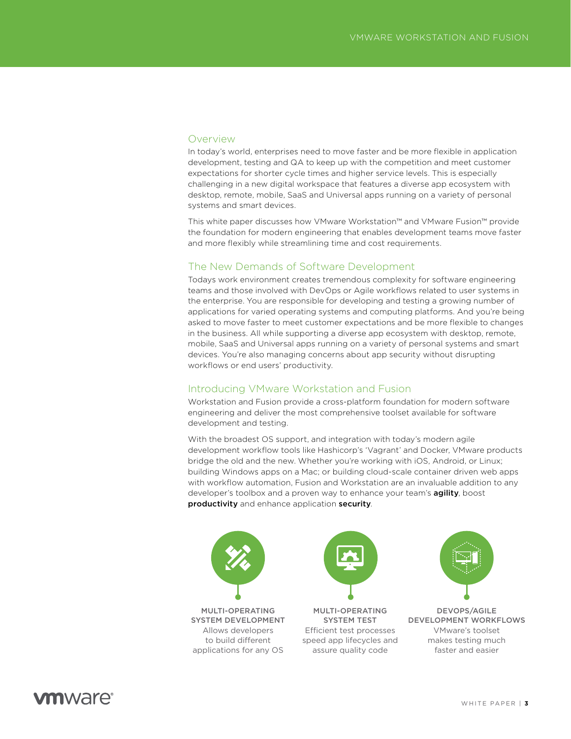## Overview

In today's world, enterprises need to move faster and be more flexible in application development, testing and QA to keep up with the competition and meet customer expectations for shorter cycle times and higher service levels. This is especially challenging in a new digital workspace that features a diverse app ecosystem with desktop, remote, mobile, SaaS and Universal apps running on a variety of personal systems and smart devices.

This white paper discusses how VMware Workstation™ and VMware Fusion™ provide the foundation for modern engineering that enables development teams move faster and more flexibly while streamlining time and cost requirements.

## The New Demands of Software Development

Todays work environment creates tremendous complexity for software engineering teams and those involved with DevOps or Agile workflows related to user systems in the enterprise. You are responsible for developing and testing a growing number of applications for varied operating systems and computing platforms. And you're being asked to move faster to meet customer expectations and be more flexible to changes in the business. All while supporting a diverse app ecosystem with desktop, remote, mobile, SaaS and Universal apps running on a variety of personal systems and smart devices. You're also managing concerns about app security without disrupting workflows or end users' productivity.

## Introducing VMware Workstation and Fusion

Workstation and Fusion provide a cross-platform foundation for modern software engineering and deliver the most comprehensive toolset available for software development and testing.

With the broadest OS support, and integration with today's modern agile development workflow tools like Hashicorp's 'Vagrant' and Docker, VMware products bridge the old and the new. Whether you're working with iOS, Android, or Linux; building Windows apps on a Mac; or building cloud-scale container driven web apps with workflow automation, Fusion and Workstation are an invaluable addition to any developer's toolbox and a proven way to enhance your team's **agility**, boost **productivity** and enhance application **security**.

**MULTI-OPERATING SYSTEM DEVELOPMENT**
Allows developers to build different applications for any OS

**MULTI-OPERATING SYSTEM TEST**
Efficient test processes speed app lifecycles and assure quality code

**DEVOPS/AGILE DEVELOPMENT WORKFLOWS**
VMware's toolset makes testing much faster and easier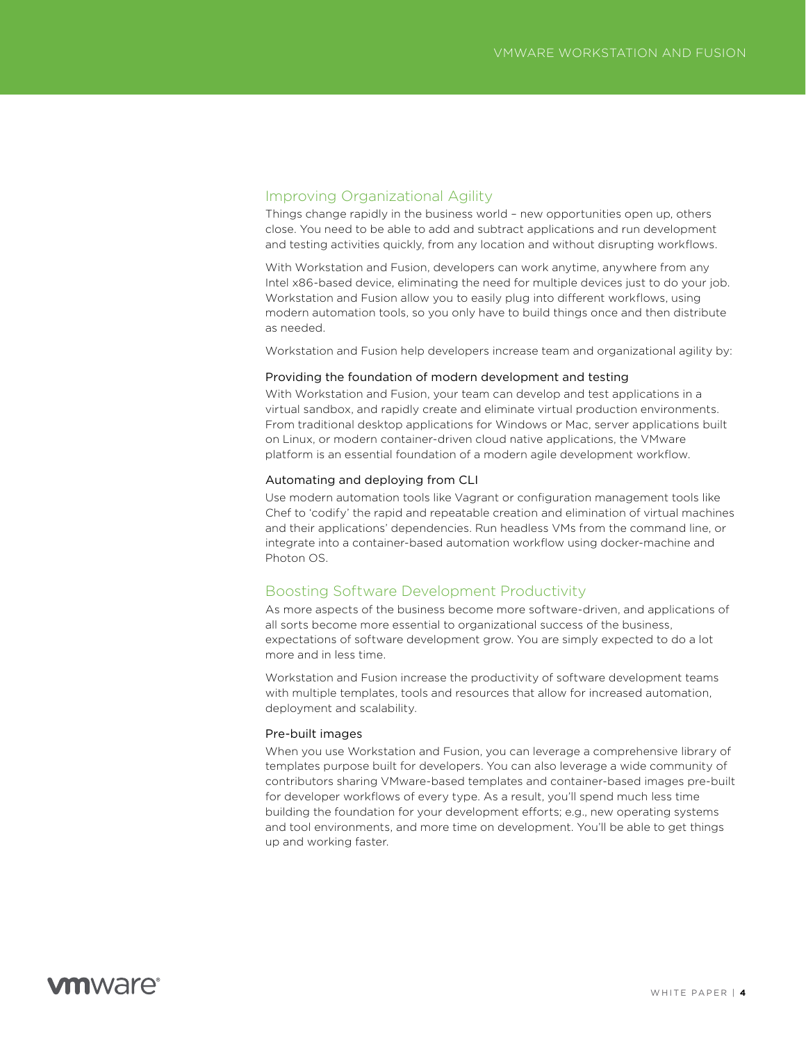## Improving Organizational Agility

Things change rapidly in the business world – new opportunities open up, others close. You need to be able to add and subtract applications and run development and testing activities quickly, from any location and without disrupting workflows.

With Workstation and Fusion, developers can work anytime, anywhere from any Intel x86-based device, eliminating the need for multiple devices just to do your job. Workstation and Fusion allow you to easily plug into different workflows, using modern automation tools, so you only have to build things once and then distribute as needed.

Workstation and Fusion help developers increase team and organizational agility by:

### Providing the foundation of modern development and testing

With Workstation and Fusion, your team can develop and test applications in a virtual sandbox, and rapidly create and eliminate virtual production environments. From traditional desktop applications for Windows or Mac, server applications built on Linux, or modern container-driven cloud native applications, the VMware platform is an essential foundation of a modern agile development workflow.

### Automating and deploying from CLI

Use modern automation tools like Vagrant or configuration management tools like Chef to 'codify' the rapid and repeatable creation and elimination of virtual machines and their applications' dependencies. Run headless VMs from the command line, or integrate into a container-based automation workflow using docker-machine and Photon OS.

## Boosting Software Development Productivity

As more aspects of the business become more software-driven, and applications of all sorts become more essential to organizational success of the business, expectations of software development grow. You are simply expected to do a lot more and in less time.

Workstation and Fusion increase the productivity of software development teams with multiple templates, tools and resources that allow for increased automation, deployment and scalability.

### Pre-built images

When you use Workstation and Fusion, you can leverage a comprehensive library of templates purpose built for developers. You can also leverage a wide community of contributors sharing VMware-based templates and container-based images pre-built for developer workflows of every type. As a result, you'll spend much less time building the foundation for your development efforts; e.g., new operating systems and tool environments, and more time on development. You'll be able to get things up and working faster.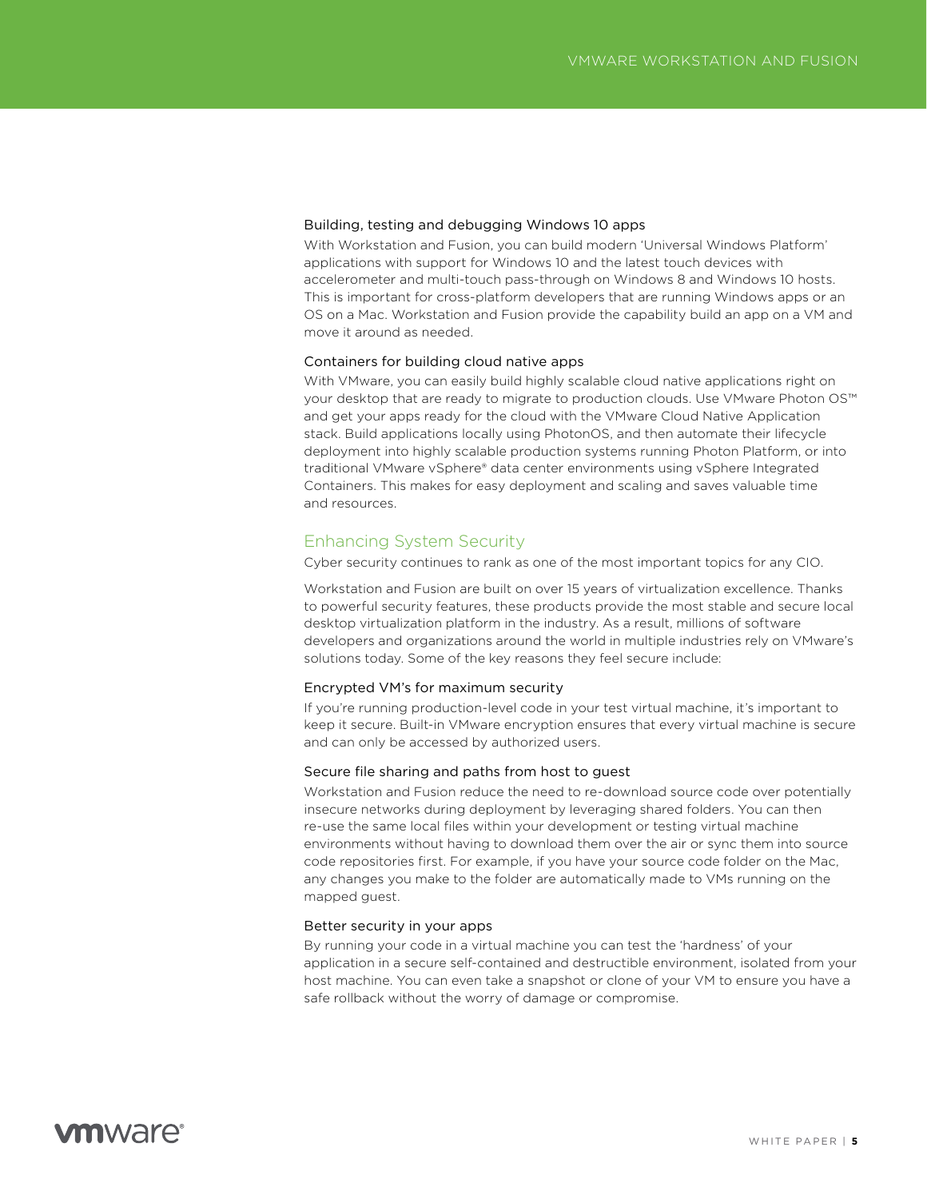### Building, testing and debugging Windows 10 apps

With Workstation and Fusion, you can build modern 'Universal Windows Platform' applications with support for Windows 10 and the latest touch devices with accelerometer and multi-touch pass-through on Windows 8 and Windows 10 hosts. This is important for cross-platform developers that are running Windows apps or an OS on a Mac. Workstation and Fusion provide the capability build an app on a VM and move it around as needed.

### Containers for building cloud native apps

With VMware, you can easily build highly scalable cloud native applications right on your desktop that are ready to migrate to production clouds. Use VMware Photon OS™ and get your apps ready for the cloud with the VMware Cloud Native Application stack. Build applications locally using PhotonOS, and then automate their lifecycle deployment into highly scalable production systems running Photon Platform, or into traditional VMware vSphere® data center environments using vSphere Integrated Containers. This makes for easy deployment and scaling and saves valuable time and resources.

## Enhancing System Security

Cyber security continues to rank as one of the most important topics for any CIO.

Workstation and Fusion are built on over 15 years of virtualization excellence. Thanks to powerful security features, these products provide the most stable and secure local desktop virtualization platform in the industry. As a result, millions of software developers and organizations around the world in multiple industries rely on VMware's solutions today. Some of the key reasons they feel secure include:

### Encrypted VM's for maximum security

If you're running production-level code in your test virtual machine, it's important to keep it secure. Built-in VMware encryption ensures that every virtual machine is secure and can only be accessed by authorized users.

### Secure file sharing and paths from host to guest

Workstation and Fusion reduce the need to re-download source code over potentially insecure networks during deployment by leveraging shared folders. You can then re-use the same local files within your development or testing virtual machine environments without having to download them over the air or sync them into source code repositories first. For example, if you have your source code folder on the Mac, any changes you make to the folder are automatically made to VMs running on the mapped guest.

### Better security in your apps

By running your code in a virtual machine you can test the 'hardness' of your application in a secure self-contained and destructible environment, isolated from your host machine. You can even take a snapshot or clone of your VM to ensure you have a safe rollback without the worry of damage or compromise.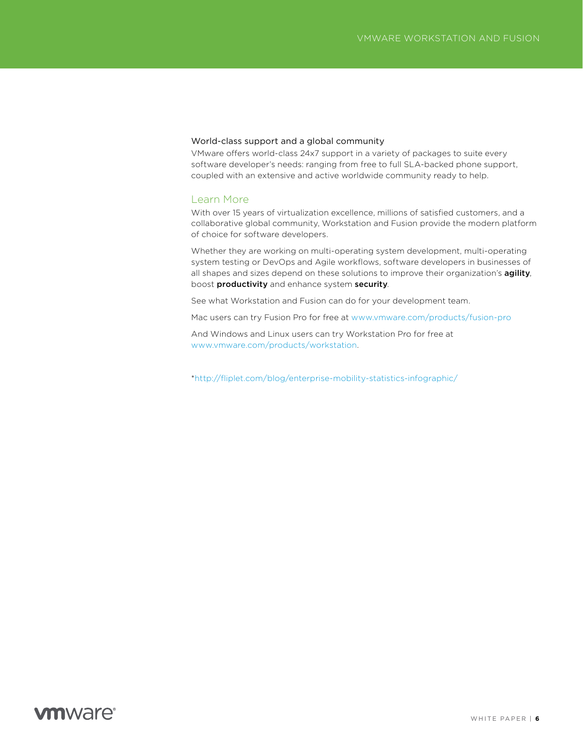### World-class support and a global community

VMware offers world-class 24x7 support in a variety of packages to suite every software developer's needs: ranging from free to full SLA-backed phone support, coupled with an extensive and active worldwide community ready to help.

## Learn More

With over 15 years of virtualization excellence, millions of satisfied customers, and a collaborative global community, Workstation and Fusion provide the modern platform of choice for software developers.

Whether they are working on multi-operating system development, multi-operating system testing or DevOps and Agile workflows, software developers in businesses of all shapes and sizes depend on these solutions to improve their organization's **agility**, boost **productivity** and enhance system **security**.

See what Workstation and Fusion can do for your development team.

Mac users can try Fusion Pro for free at www.vmware.com/products/fusion-pro

And Windows and Linux users can try Workstation Pro for free at www.vmware.com/products/workstation.

*http://fliplet.com/blog/enterprise-mobility-statistics-infographic/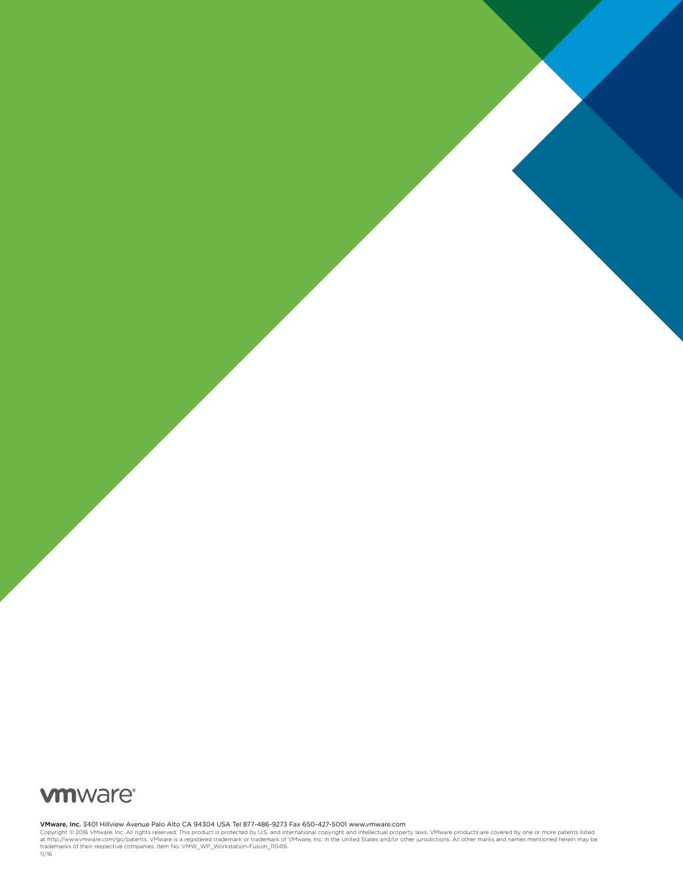**VMware, Inc.** 3401 Hillview Avenue Palo Alto CA 94304 USA Tel 877-486-9273 Fax 650-427-5001 www.vmware.com
Copyright © 2016 VMware, Inc. All rights reserved. This product is protected by U.S. and international copyright and intellectual property laws. VMware products are covered by one or more patents listed at http://www.vmware.com/go/patents. VMware is a registered trademark or trademark of VMware, Inc. in the United States and/or other jurisdictions. All other marks and names mentioned herein may be trademarks of their respective companies. Item No: VMW_WP_Workstation-Fusion_110416
11/16